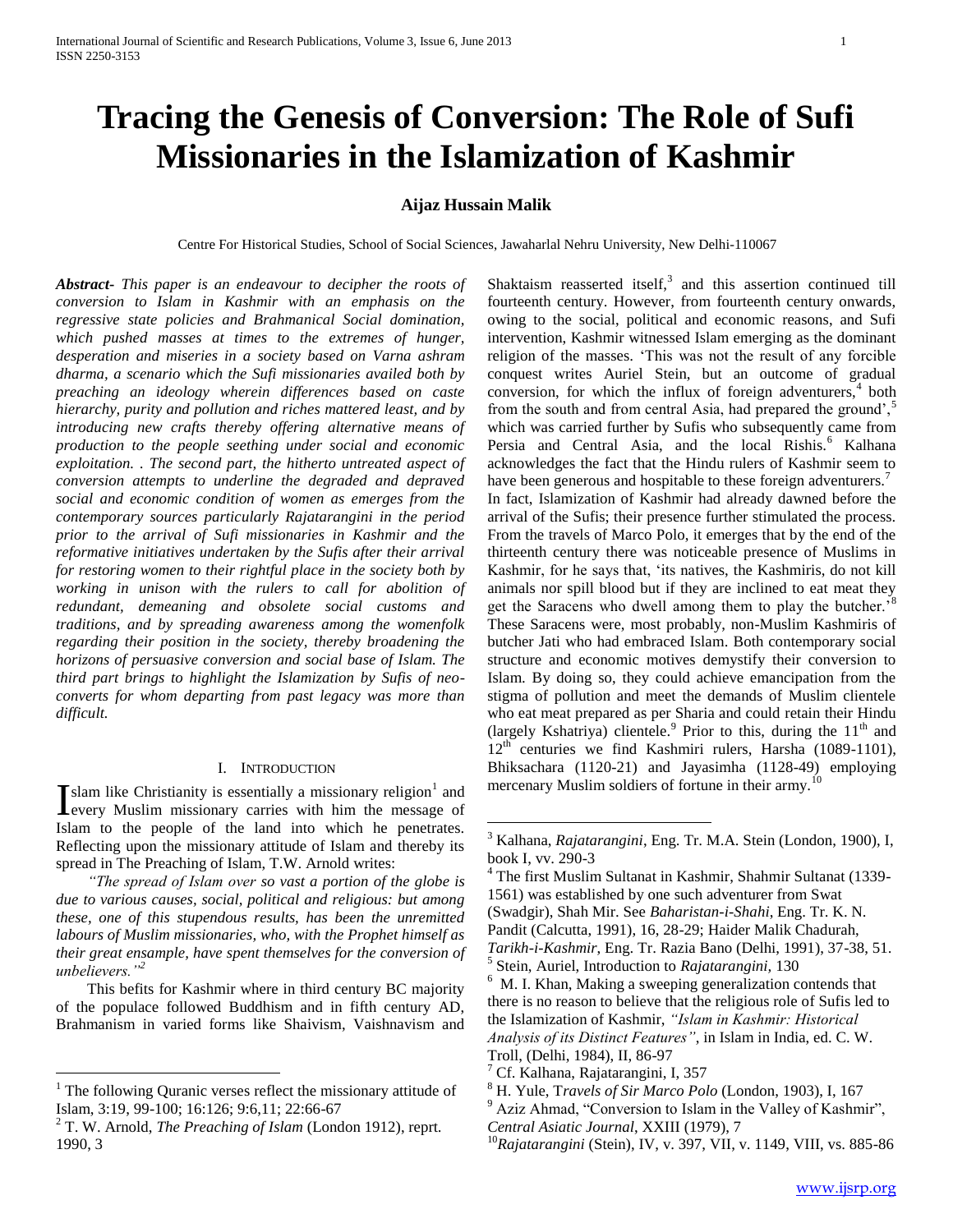# Tracing the Genesis of Conversion: The Role of Sufi Missionaries in the Islamization of Kashmir

**Aijaz Hussain Malik**

Centre For Historical Studies, School of Social Sciences, Jawaharlal Nehru University, New Delhi-110067

***Abstract-*** *This paper is an endeavour to decipher the roots of conversion to Islam in Kashmir with an emphasis on the regressive state policies and Brahmanical Social domination, which pushed masses at times to the extremes of hunger, desperation and miseries in a society based on Varna ashram dharma, a scenario which the Sufi missionaries availed both by preaching an ideology wherein differences based on caste hierarchy, purity and pollution and riches mattered least, and by introducing new crafts thereby offering alternative means of production to the people seething under social and economic exploitation. . The second part, the hitherto untreated aspect of conversion attempts to underline the degraded and depraved social and economic condition of women as emerges from the contemporary sources particularly Rajatarangini in the period prior to the arrival of Sufi missionaries in Kashmir and the reformative initiatives undertaken by the Sufis after their arrival for restoring women to their rightful place in the society both by working in unison with the rulers to call for abolition of redundant, demeaning and obsolete social customs and traditions, and by spreading awareness among the womenfolk regarding their position in the society, thereby broadening the horizons of persuasive conversion and social base of Islam. The third part brings to highlight the Islamization by Sufis of neo-converts for whom departing from past legacy was more than difficult.*

## I. Introduction

Islam like Christianity is essentially a missionary religion[1] and every Muslim missionary carries with him the message of Islam to the people of the land into which he penetrates. Reflecting upon the missionary attitude of Islam and thereby its spread in The Preaching of Islam, T.W. Arnold writes:

*"The spread of Islam over so vast a portion of the globe is due to various causes, social, political and religious: but among these, one of this stupendous results, has been the unremitted labours of Muslim missionaries, who, with the Prophet himself as their great ensample, have spent themselves for the conversion of unbelievers."*[2]

This befits for Kashmir where in third century BC majority of the populace followed Buddhism and in fifth century AD, Brahmanism in varied forms like Shaivism, Vaishnavism and Shaktaism reasserted itself,[3] and this assertion continued till fourteenth century. However, from fourteenth century onwards, owing to the social, political and economic reasons, and Sufi intervention, Kashmir witnessed Islam emerging as the dominant religion of the masses. 'This was not the result of any forcible conquest writes Auriel Stein, but an outcome of gradual conversion, for which the influx of foreign adventurers,[4] both from the south and from central Asia, had prepared the ground',[5] which was carried further by Sufis who subsequently came from Persia and Central Asia, and the local Rishis.[6] Kalhana acknowledges the fact that the Hindu rulers of Kashmir seem to have been generous and hospitable to these foreign adventurers.[7] In fact, Islamization of Kashmir had already dawned before the arrival of the Sufis; their presence further stimulated the process. From the travels of Marco Polo, it emerges that by the end of the thirteenth century there was noticeable presence of Muslims in Kashmir, for he says that, 'its natives, the Kashmiris, do not kill animals nor spill blood but if they are inclined to eat meat they get the Saracens who dwell among them to play the butcher.'[8] These Saracens were, most probably, non-Muslim Kashmiris of butcher Jati who had embraced Islam. Both contemporary social structure and economic motives demystify their conversion to Islam. By doing so, they could achieve emancipation from the stigma of pollution and meet the demands of Muslim clientele who eat meat prepared as per Sharia and could retain their Hindu (largely Kshatriya) clientele.[9] Prior to this, during the 11th and 12th centuries we find Kashmiri rulers, Harsha (1089-1101), Bhiksachara (1120-21) and Jayasimha (1128-49) employing mercenary Muslim soldiers of fortune in their army.[10]

---

[1] The following Quranic verses reflect the missionary attitude of Islam, 3:19, 99-100; 16:126; 9:6,11; 22:66-67

[2] T. W. Arnold, *The Preaching of Islam* (London 1912), reprt. 1990, 3

[3] Kalhana, *Rajatarangini*, Eng. Tr. M.A. Stein (London, 1900), I, book I, vv. 290-3

[4] The first Muslim Sultanat in Kashmir, Shahmir Sultanat (1339-1561) was established by one such adventurer from Swat (Swadgir), Shah Mir. See *Baharistan-i-Shahi*, Eng. Tr. K. N. Pandit (Calcutta, 1991), 16, 28-29; Haider Malik Chadurah, *Tarikh-i-Kashmir*, Eng. Tr. Razia Bano (Delhi, 1991), 37-38, 51.

[5] Stein, Auriel, Introduction to *Rajatarangini,* 130

[6] M. I. Khan, Making a sweeping generalization contends that there is no reason to believe that the religious role of Sufis led to the Islamization of Kashmir, *"Islam in Kashmir: Historical Analysis of its Distinct Features"*, in Islam in India, ed. C. W. Troll, (Delhi, 1984), II, 86-97

[7] Cf. Kalhana, Rajatarangini, I, 357

[8] H. Yule, T*ravels of Sir Marco Polo* (London, 1903), I, 167

[9] Aziz Ahmad, "Conversion to Islam in the Valley of Kashmir", *Central Asiatic Journal*, XXIII (1979), 7

[10] *Rajatarangini* (Stein), IV, v. 397, VII, v. 1149, VIII, vs. 885-86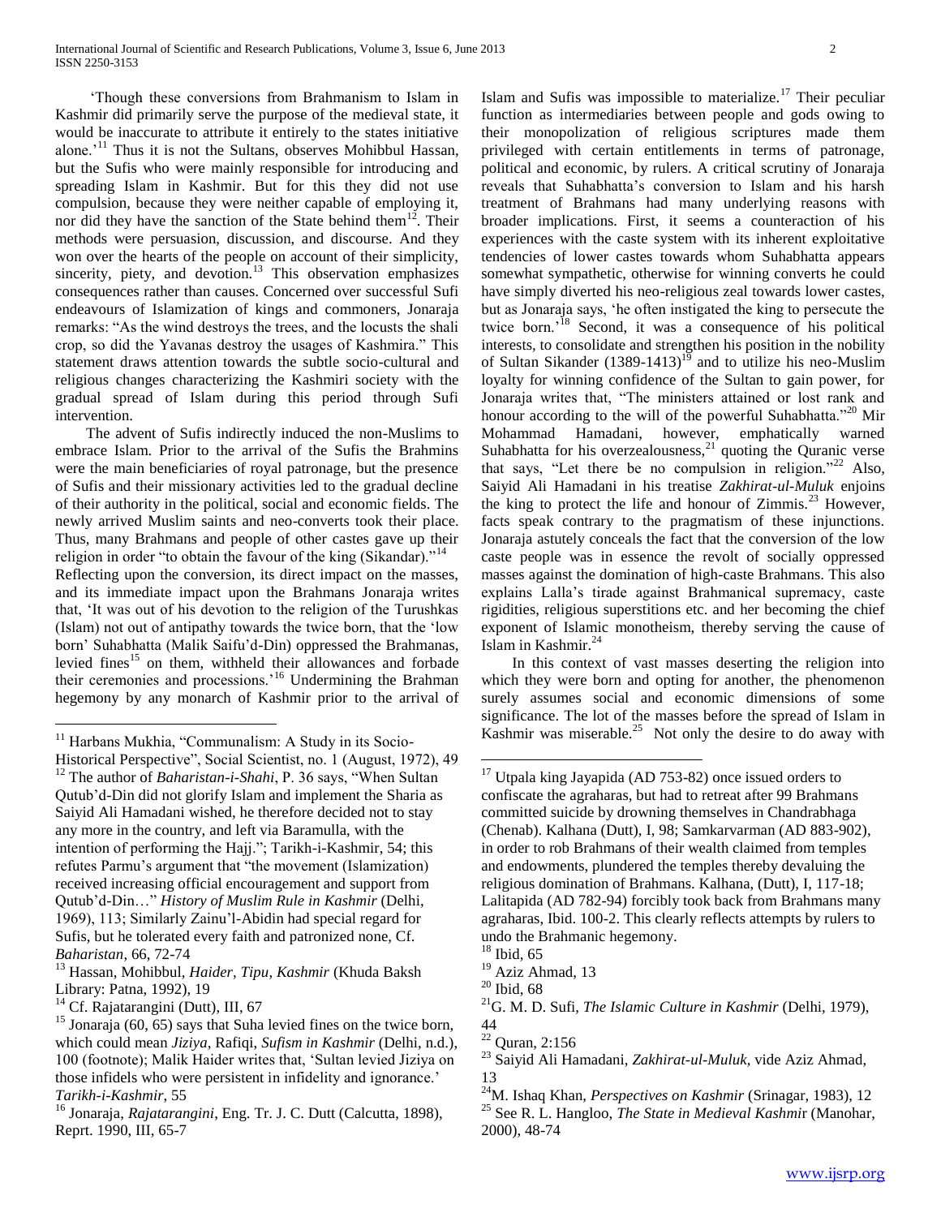'Though these conversions from Brahmanism to Islam in Kashmir did primarily serve the purpose of the medieval state, it would be inaccurate to attribute it entirely to the states initiative alone.'[11] Thus it is not the Sultans, observes Mohibbul Hassan, but the Sufis who were mainly responsible for introducing and spreading Islam in Kashmir. But for this they did not use compulsion, because they were neither capable of employing it, nor did they have the sanction of the State behind them[12]. Their methods were persuasion, discussion, and discourse. And they won over the hearts of the people on account of their simplicity, sincerity, piety, and devotion.[13] This observation emphasizes consequences rather than causes. Concerned over successful Sufi endeavours of Islamization of kings and commoners, Jonaraja remarks: "As the wind destroys the trees, and the locusts the shali crop, so did the Yavanas destroy the usages of Kashmira." This statement draws attention towards the subtle socio-cultural and religious changes characterizing the Kashmiri society with the gradual spread of Islam during this period through Sufi intervention.

The advent of Sufis indirectly induced the non-Muslims to embrace Islam. Prior to the arrival of the Sufis the Brahmins were the main beneficiaries of royal patronage, but the presence of Sufis and their missionary activities led to the gradual decline of their authority in the political, social and economic fields. The newly arrived Muslim saints and neo-converts took their place. Thus, many Brahmans and people of other castes gave up their religion in order "to obtain the favour of the king (Sikandar)."[14]

Reflecting upon the conversion, its direct impact on the masses, and its immediate impact upon the Brahmans Jonaraja writes that, 'It was out of his devotion to the religion of the Turushkas (Islam) not out of antipathy towards the twice born, that the 'low born' Suhabhatta (Malik Saifu'd-Din) oppressed the Brahmanas, levied fines[15] on them, withheld their allowances and forbade their ceremonies and processions.'[16] Undermining the Brahman hegemony by any monarch of Kashmir prior to the arrival of Islam and Sufis was impossible to materialize.[17] Their peculiar function as intermediaries between people and gods owing to their monopolization of religious scriptures made them privileged with certain entitlements in terms of patronage, political and economic, by rulers. A critical scrutiny of Jonaraja reveals that Suhabhatta's conversion to Islam and his harsh treatment of Brahmans had many underlying reasons with broader implications. First, it seems a counteraction of his experiences with the caste system with its inherent exploitative tendencies of lower castes towards whom Suhabhatta appears somewhat sympathetic, otherwise for winning converts he could have simply diverted his neo-religious zeal towards lower castes, but as Jonaraja says, 'he often instigated the king to persecute the twice born.'[18] Second, it was a consequence of his political interests, to consolidate and strengthen his position in the nobility of Sultan Sikander (1389-1413)[19] and to utilize his neo-Muslim loyalty for winning confidence of the Sultan to gain power, for Jonaraja writes that, "The ministers attained or lost rank and honour according to the will of the powerful Suhabhatta."[20] Mir Mohammad Hamadani, however, emphatically warned Suhabhatta for his overzealousness,[21] quoting the Quranic verse that says, "Let there be no compulsion in religion."[22] Also, Saiyid Ali Hamadani in his treatise *Zakhirat-ul-Muluk* enjoins the king to protect the life and honour of Zimmis.[23] However, facts speak contrary to the pragmatism of these injunctions. Jonaraja astutely conceals the fact that the conversion of the low caste people was in essence the revolt of socially oppressed masses against the domination of high-caste Brahmans. This also explains Lalla's tirade against Brahmanical supremacy, caste rigidities, religious superstitions etc. and her becoming the chief exponent of Islamic monotheism, thereby serving the cause of Islam in Kashmir.[24]

In this context of vast masses deserting the religion into which they were born and opting for another, the phenomenon surely assumes social and economic dimensions of some significance. The lot of the masses before the spread of Islam in Kashmir was miserable.[25] Not only the desire to do away with

---

[11] Harbans Mukhia, "Communalism: A Study in its Socio-Historical Perspective", Social Scientist, no. 1 (August, 1972), 49

[12] The author of *Baharistan-i-Shahi*, P. 36 says, "When Sultan Qutub'd-Din did not glorify Islam and implement the Sharia as Saiyid Ali Hamadani wished, he therefore decided not to stay any more in the country, and left via Baramulla, with the intention of performing the Hajj."; Tarikh-i-Kashmir, 54; this refutes Parmu's argument that "the movement (Islamization) received increasing official encouragement and support from Qutub'd-Din…" *History of Muslim Rule in Kashmir* (Delhi, 1969), 113; Similarly Zainu'l-Abidin had special regard for Sufis, but he tolerated every faith and patronized none, Cf. *Baharistan*, 66, 72-74

[13] Hassan, Mohibbul, *Haider, Tipu, Kashmir* (Khuda Baksh Library: Patna, 1992), 19

[14] Cf. Rajatarangini (Dutt), III, 67

[15] Jonaraja (60, 65) says that Suha levied fines on the twice born, which could mean *Jiziya*, Rafiqi, *Sufism in Kashmir* (Delhi, n.d.), 100 (footnote); Malik Haider writes that, 'Sultan levied Jiziya on those infidels who were persistent in infidelity and ignorance.' *Tarikh-i-Kashmir*, 55

[16] Jonaraja, *Rajatarangini*, Eng. Tr. J. C. Dutt (Calcutta, 1898), Reprt. 1990, III, 65-7

[17] Utpala king Jayapida (AD 753-82) once issued orders to confiscate the agraharas, but had to retreat after 99 Brahmans committed suicide by drowning themselves in Chandrabhaga (Chenab). Kalhana (Dutt), I, 98; Samkarvarman (AD 883-902), in order to rob Brahmans of their wealth claimed from temples and endowments, plundered the temples thereby devaluing the religious domination of Brahmans. Kalhana, (Dutt), I, 117-18; Lalitapida (AD 782-94) forcibly took back from Brahmans many agraharas, Ibid. 100-2. This clearly reflects attempts by rulers to undo the Brahmanic hegemony.

[18] Ibid, 65

[19] Aziz Ahmad, 13

[20] Ibid, 68

[21] G. M. D. Sufi, *The Islamic Culture in Kashmir* (Delhi, 1979), 44

[22] Quran, 2:156

[23] Saiyid Ali Hamadani, *Zakhirat-ul-Muluk*, vide Aziz Ahmad, 13

[24] M. Ishaq Khan, *Perspectives on Kashmir* (Srinagar, 1983), 12

[25] See R. L. Hangloo, *The State in Medieval Kashmir* (Manohar, 2000), 48-74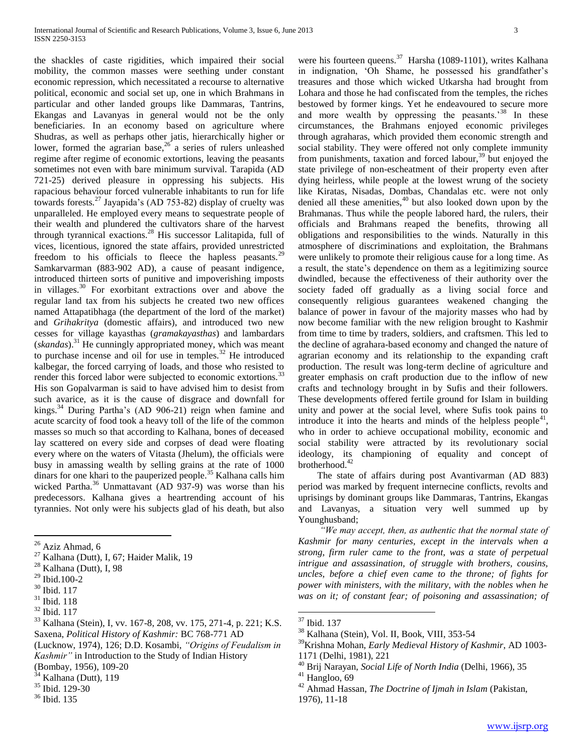the shackles of caste rigidities, which impaired their social mobility, the common masses were seething under constant economic repression, which necessitated a recourse to alternative political, economic and social set up, one in which Brahmans in particular and other landed groups like Dammaras, Tantrins, Ekangas and Lavanyas in general would not be the only beneficiaries. In an economy based on agriculture where Shudras, as well as perhaps other jatis, hierarchically higher or lower, formed the agrarian base,[26] a series of rulers unleashed regime after regime of economic extortions, leaving the peasants sometimes not even with bare minimum survival. Tarapida (AD 721-25) derived pleasure in oppressing his subjects. His rapacious behaviour forced vulnerable inhabitants to run for life towards forests.[27] Jayapida's (AD 753-82) display of cruelty was unparalleled. He employed every means to sequestrate people of their wealth and plundered the cultivators share of the harvest through tyrannical exactions.[28] His successor Lalitapida, full of vices, licentious, ignored the state affairs, provided unrestricted freedom to his officials to fleece the hapless peasants.[29] Samkarvarman (883-902 AD), a cause of peasant indigence, introduced thirteen sorts of punitive and impoverishing imposts in villages.[30] For exorbitant extractions over and above the regular land tax from his subjects he created two new offices named Attapatibhaga (the department of the lord of the market) and *Grihakritya* (domestic affairs), and introduced two new cesses for village kayasthas (*gramakayasthas*) and lambardars (*skandas*).[31] He cunningly appropriated money, which was meant to purchase incense and oil for use in temples.[32] He introduced kalbegar, the forced carrying of loads, and those who resisted to render this forced labor were subjected to economic extortions.[33] His son Gopalvarman is said to have advised him to desist from such avarice, as it is the cause of disgrace and downfall for kings.[34] During Partha's (AD 906-21) reign when famine and acute scarcity of food took a heavy toll of the life of the common masses so much so that according to Kalhana, bones of deceased lay scattered on every side and corpses of dead were floating every where on the waters of Vitasta (Jhelum), the officials were busy in amassing wealth by selling grains at the rate of 1000 dinars for one khari to the pauperized people.[35] Kalhana calls him wicked Partha.[36] Unmattavant (AD 937-9) was worse than his predecessors. Kalhana gives a heartrending account of his tyrannies. Not only were his subjects glad of his death, but also were his fourteen queens.[37] Harsha (1089-1101), writes Kalhana in indignation, 'Oh Shame, he possessed his grandfather's treasures and those which wicked Utkarsha had brought from Lohara and those he had confiscated from the temples, the riches bestowed by former kings. Yet he endeavoured to secure more and more wealth by oppressing the peasants.'[38] In these circumstances, the Brahmans enjoyed economic privileges through agraharas, which provided them economic strength and social stability. They were offered not only complete immunity from punishments, taxation and forced labour,[39] but enjoyed the state privilege of non-escheatment of their property even after dying heirless, while people at the lowest wrung of the society like Kiratas, Nisadas, Dombas, Chandalas etc. were not only denied all these amenities,[40] but also looked down upon by the Brahmanas. Thus while the people labored hard, the rulers, their officials and Brahmans reaped the benefits, throwing all obligations and responsibilities to the winds. Naturally in this atmosphere of discriminations and exploitation, the Brahmans were unlikely to promote their religious cause for a long time. As a result, the state's dependence on them as a legitimizing source dwindled, because the effectiveness of their authority over the society faded off gradually as a living social force and consequently religious guarantees weakened changing the balance of power in favour of the majority masses who had by now become familiar with the new religion brought to Kashmir from time to time by traders, soldiers, and craftsmen. This led to the decline of agrahara-based economy and changed the nature of agrarian economy and its relationship to the expanding craft production. The result was long-term decline of agriculture and greater emphasis on craft production due to the inflow of new crafts and technology brought in by Sufis and their followers. These developments offered fertile ground for Islam in building unity and power at the social level, where Sufis took pains to introduce it into the hearts and minds of the helpless people[41], who in order to achieve occupational mobility, economic and social stability were attracted by its revolutionary social ideology, its championing of equality and concept of brotherhood.[42]

The state of affairs during post Avantivarman (AD 883) period was marked by frequent internecine conflicts, revolts and uprisings by dominant groups like Dammaras, Tantrins, Ekangas and Lavanyas, a situation very well summed up by Younghusband;

*"We may accept, then, as authentic that the normal state of Kashmir for many centuries, except in the intervals when a strong, firm ruler came to the front, was a state of perpetual intrigue and assassination, of struggle with brothers, cousins, uncles, before a chief even came to the throne; of fights for power with ministers, with the military, with the nobles when he was on it; of constant fear; of poisoning and assassination; of*

---

[26] Aziz Ahmad, 6

[27] Kalhana (Dutt), I, 67; Haider Malik, 19

[28] Kalhana (Dutt), I, 98

[29] Ibid.100-2

[30] Ibid. 117

[31] Ibid. 118

[32] Ibid. 117

[33] Kalhana (Stein), I, vv. 167-8, 208, vv. 175, 271-4, p. 221; K.S. Saxena, *Political History of Kashmir:* BC 768-771 AD (Lucknow, 1974), 126; D.D. Kosambi, *"Origins of Feudalism in Kashmir"* in Introduction to the Study of Indian History (Bombay, 1956), 109-20

[34] Kalhana (Dutt), 119

[35] Ibid. 129-30

[36] Ibid. 135

[37] Ibid. 137

[38] Kalhana (Stein), Vol. II, Book, VIII, 353-54

[39] Krishna Mohan, *Early Medieval History of Kashmir*, AD 1003-1171 (Delhi, 1981), 221

[40] Brij Narayan, *Social Life of North India* (Delhi, 1966), 35

[41] Hangloo, 69

[42] Ahmad Hassan, *The Doctrine of Ijmah in Islam* (Pakistan, 1976), 11-18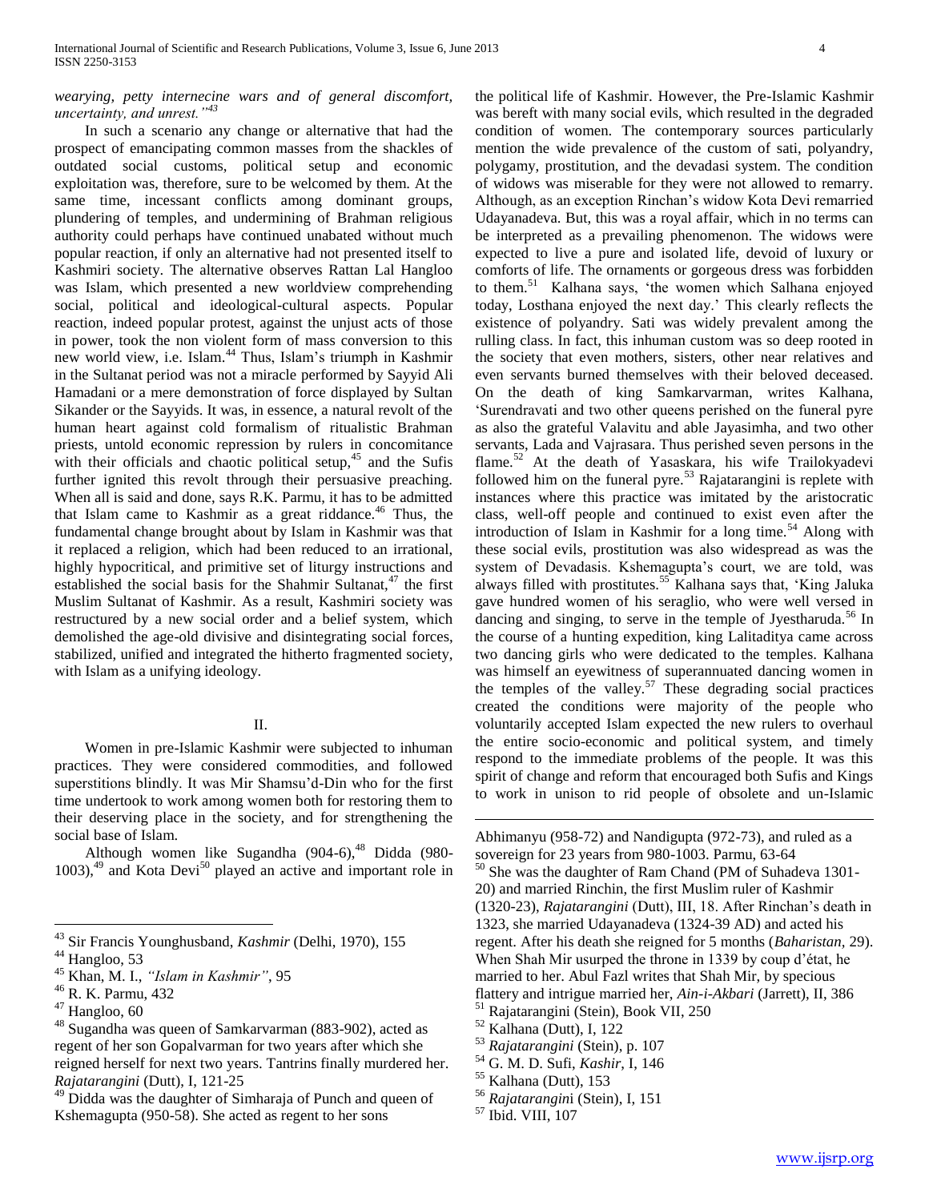*wearying, petty internecine wars and of general discomfort, uncertainty, and unrest."*[43]

In such a scenario any change or alternative that had the prospect of emancipating common masses from the shackles of outdated social customs, political setup and economic exploitation was, therefore, sure to be welcomed by them. At the same time, incessant conflicts among dominant groups, plundering of temples, and undermining of Brahman religious authority could perhaps have continued unabated without much popular reaction, if only an alternative had not presented itself to Kashmiri society. The alternative observes Rattan Lal Hangloo was Islam, which presented a new worldview comprehending social, political and ideological-cultural aspects. Popular reaction, indeed popular protest, against the unjust acts of those in power, took the non violent form of mass conversion to this new world view, i.e. Islam.[44] Thus, Islam's triumph in Kashmir in the Sultanat period was not a miracle performed by Sayyid Ali Hamadani or a mere demonstration of force displayed by Sultan Sikander or the Sayyids. It was, in essence, a natural revolt of the human heart against cold formalism of ritualistic Brahman priests, untold economic repression by rulers in concomitance with their officials and chaotic political setup,[45] and the Sufis further ignited this revolt through their persuasive preaching. When all is said and done, says R.K. Parmu, it has to be admitted that Islam came to Kashmir as a great riddance.[46] Thus, the fundamental change brought about by Islam in Kashmir was that it replaced a religion, which had been reduced to an irrational, highly hypocritical, and primitive set of liturgy instructions and established the social basis for the Shahmir Sultanat,[47] the first Muslim Sultanat of Kashmir. As a result, Kashmiri society was restructured by a new social order and a belief system, which demolished the age-old divisive and disintegrating social forces, stabilized, unified and integrated the hitherto fragmented society, with Islam as a unifying ideology.

## II.

Women in pre-Islamic Kashmir were subjected to inhuman practices. They were considered commodities, and followed superstitions blindly. It was Mir Shamsu'd-Din who for the first time undertook to work among women both for restoring them to their deserving place in the society, and for strengthening the social base of Islam.

Although women like Sugandha (904-6),[48] Didda (980-1003),[49] and Kota Devi[50] played an active and important role in the political life of Kashmir. However, the Pre-Islamic Kashmir was bereft with many social evils, which resulted in the degraded condition of women. The contemporary sources particularly mention the wide prevalence of the custom of sati, polyandry, polygamy, prostitution, and the devadasi system. The condition of widows was miserable for they were not allowed to remarry. Although, as an exception Rinchan's widow Kota Devi remarried Udayanadeva. But, this was a royal affair, which in no terms can be interpreted as a prevailing phenomenon. The widows were expected to live a pure and isolated life, devoid of luxury or comforts of life. The ornaments or gorgeous dress was forbidden to them.[51] Kalhana says, 'the women which Salhana enjoyed today, Losthana enjoyed the next day.' This clearly reflects the existence of polyandry. Sati was widely prevalent among the rulling class. In fact, this inhuman custom was so deep rooted in the society that even mothers, sisters, other near relatives and even servants burned themselves with their beloved deceased. On the death of king Samkarvarman, writes Kalhana, 'Surendravati and two other queens perished on the funeral pyre as also the grateful Valavitu and able Jayasimha, and two other servants, Lada and Vajrasara. Thus perished seven persons in the flame.[52] At the death of Yasaskara, his wife Trailokyadevi followed him on the funeral pyre.[53] Rajatarangini is replete with instances where this practice was imitated by the aristocratic class, well-off people and continued to exist even after the introduction of Islam in Kashmir for a long time.[54] Along with these social evils, prostitution was also widespread as was the system of Devadasis. Kshemagupta's court, we are told, was always filled with prostitutes.[55] Kalhana says that, 'King Jaluka gave hundred women of his seraglio, who were well versed in dancing and singing, to serve in the temple of Jyestharuda.[56] In the course of a hunting expedition, king Lalitaditya came across two dancing girls who were dedicated to the temples. Kalhana was himself an eyewitness of superannuated dancing women in the temples of the valley.[57] These degrading social practices created the conditions were majority of the people who voluntarily accepted Islam expected the new rulers to overhaul the entire socio-economic and political system, and timely respond to the immediate problems of the people. It was this spirit of change and reform that encouraged both Sufis and Kings to work in unison to rid people of obsolete and un-Islamic

---

[43] Sir Francis Younghusband, *Kashmir* (Delhi, 1970), 155

[44] Hangloo, 53

[45] Khan, M. I., *"Islam in Kashmir"*, 95

[46] R. K. Parmu, 432

[47] Hangloo, 60

[48] Sugandha was queen of Samkarvarman (883-902), acted as regent of her son Gopalvarman for two years after which she reigned herself for next two years. Tantrins finally murdered her. *Rajatarangini* (Dutt), I, 121-25

[49] Didda was the daughter of Simharaja of Punch and queen of Kshemagupta (950-58). She acted as regent to her sons Abhimanyu (958-72) and Nandigupta (972-73), and ruled as a sovereign for 23 years from 980-1003. Parmu, 63-64

[50] She was the daughter of Ram Chand (PM of Suhadeva 1301-20) and married Rinchin, the first Muslim ruler of Kashmir (1320-23), *Rajatarangini* (Dutt), III, 18. After Rinchan's death in 1323, she married Udayanadeva (1324-39 AD) and acted his regent. After his death she reigned for 5 months (*Baharistan*, 29). When Shah Mir usurped the throne in 1339 by coup d'état, he married to her. Abul Fazl writes that Shah Mir, by specious flattery and intrigue married her, *Ain-i-Akbari* (Jarrett), II, 386

[51] Rajatarangini (Stein), Book VII, 250

[52] Kalhana (Dutt), I, 122

[53] *Rajatarangini* (Stein), p. 107

[54] G. M. D. Sufi, *Kashir*, I, 146

[55] Kalhana (Dutt), 153

[56] *Rajatarangini* (Stein), I, 151

[57] Ibid. VIII, 107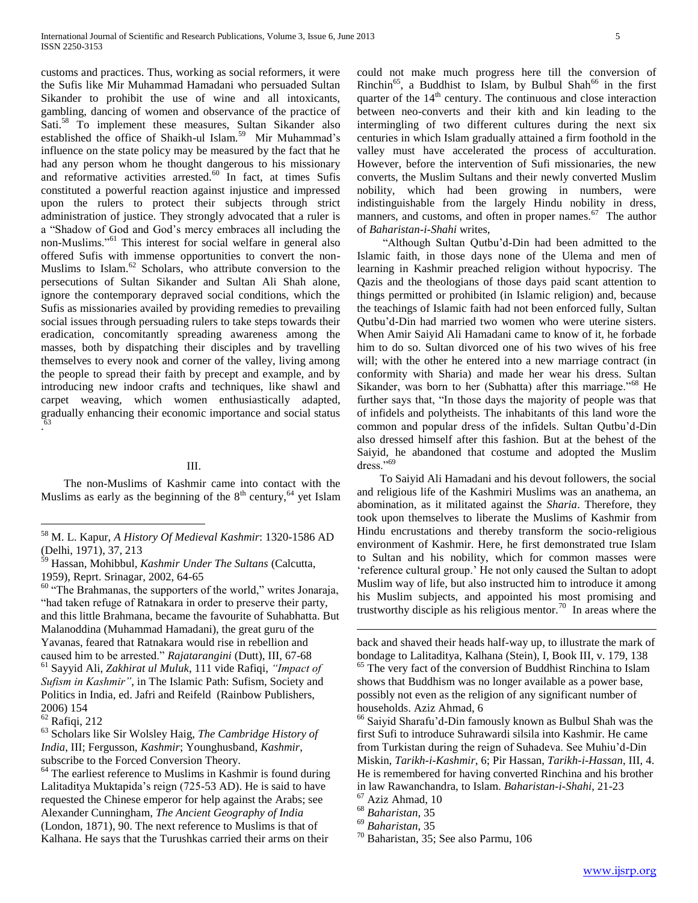customs and practices. Thus, working as social reformers, it were the Sufis like Mir Muhammad Hamadani who persuaded Sultan Sikander to prohibit the use of wine and all intoxicants, gambling, dancing of women and observance of the practice of Sati.[58] To implement these measures, Sultan Sikander also established the office of Shaikh-ul Islam.[59] Mir Muhammad's influence on the state policy may be measured by the fact that he had any person whom he thought dangerous to his missionary and reformative activities arrested.[60] In fact, at times Sufis constituted a powerful reaction against injustice and impressed upon the rulers to protect their subjects through strict administration of justice. They strongly advocated that a ruler is a "Shadow of God and God's mercy embraces all including the non-Muslims."[61] This interest for social welfare in general also offered Sufis with immense opportunities to convert the non-Muslims to Islam.[62] Scholars, who attribute conversion to the persecutions of Sultan Sikander and Sultan Ali Shah alone, ignore the contemporary depraved social conditions, which the Sufis as missionaries availed by providing remedies to prevailing social issues through persuading rulers to take steps towards their eradication, concomitantly spreading awareness among the masses, both by dispatching their disciples and by travelling themselves to every nook and corner of the valley, living among the people to spread their faith by precept and example, and by introducing new indoor crafts and techniques, like shawl and carpet weaving, which women enthusiastically adapted, gradually enhancing their economic importance and social status.[63]

## III.

The non-Muslims of Kashmir came into contact with the Muslims as early as the beginning of the 8th century,[64] yet Islam could not make much progress here till the conversion of Rinchin[65], a Buddhist to Islam, by Bulbul Shah[66] in the first quarter of the 14th century. The continuous and close interaction between neo-converts and their kith and kin leading to the intermingling of two different cultures during the next six centuries in which Islam gradually attained a firm foothold in the valley must have accelerated the process of acculturation. However, before the intervention of Sufi missionaries, the new converts, the Muslim Sultans and their newly converted Muslim nobility, which had been growing in numbers, were indistinguishable from the largely Hindu nobility in dress, manners, and customs, and often in proper names.[67] The author of *Baharistan-i-Shahi* writes,

"Although Sultan Qutbu'd-Din had been admitted to the Islamic faith, in those days none of the Ulema and men of learning in Kashmir preached religion without hypocrisy. The Qazis and the theologians of those days paid scant attention to things permitted or prohibited (in Islamic religion) and, because the teachings of Islamic faith had not been enforced fully, Sultan Qutbu'd-Din had married two women who were uterine sisters. When Amir Saiyid Ali Hamadani came to know of it, he forbade him to do so. Sultan divorced one of his two wives of his free will; with the other he entered into a new marriage contract (in conformity with Sharia) and made her wear his dress. Sultan Sikander, was born to her (Subhatta) after this marriage."[68] He further says that, "In those days the majority of people was that of infidels and polytheists. The inhabitants of this land wore the common and popular dress of the infidels. Sultan Qutbu'd-Din also dressed himself after this fashion. But at the behest of the Saiyid, he abandoned that costume and adopted the Muslim dress."[69]

To Saiyid Ali Hamadani and his devout followers, the social and religious life of the Kashmiri Muslims was an anathema, an abomination, as it militated against the *Sharia*. Therefore, they took upon themselves to liberate the Muslims of Kashmir from Hindu encrustations and thereby transform the socio-religious environment of Kashmir. Here, he first demonstrated true Islam to Sultan and his nobility, which for common masses were 'reference cultural group.' He not only caused the Sultan to adopt Muslim way of life, but also instructed him to introduce it among his Muslim subjects, and appointed his most promising and trustworthy disciple as his religious mentor.[70] In areas where the

---

[58] M. L. Kapur, *A History Of Medieval Kashmir*: 1320-1586 AD (Delhi, 1971), 37, 213

[59] Hassan, Mohibbul, *Kashmir Under The Sultans* (Calcutta, 1959), Reprt. Srinagar, 2002, 64-65

[60] "The Brahmanas, the supporters of the world," writes Jonaraja, "had taken refuge of Ratnakara in order to preserve their party, and this little Brahmana, became the favourite of Suhabhatta. But Malanoddina (Muhammad Hamadani), the great guru of the Yavanas, feared that Ratnakara would rise in rebellion and caused him to be arrested." *Rajatarangini* (Dutt), III, 67-68

[61] Sayyid Ali, *Zakhirat ul Muluk*, 111 vide Rafiqi, *"Impact of Sufism in Kashmir"*, in The Islamic Path: Sufism, Society and Politics in India, ed. Jafri and Reifeld (Rainbow Publishers, 2006) 154

[62] Rafiqi, 212

[63] Scholars like Sir Wolsley Haig, *The Cambridge History of India*, III; Fergusson, *Kashmir*; Younghusband, *Kashmir*, subscribe to the Forced Conversion Theory.

[64] The earliest reference to Muslims in Kashmir is found during Lalitaditya Muktapida's reign (725-53 AD). He is said to have requested the Chinese emperor for help against the Arabs; see Alexander Cunningham, *The Ancient Geography of India* (London, 1871), 90. The next reference to Muslims is that of Kalhana. He says that the Turushkas carried their arms on their back and shaved their heads half-way up, to illustrate the mark of bondage to Lalitaditya, Kalhana (Stein), I, Book III, v. 179, 138

[65] The very fact of the conversion of Buddhist Rinchina to Islam shows that Buddhism was no longer available as a power base, possibly not even as the religion of any significant number of households. Aziz Ahmad, 6

[66] Saiyid Sharafu'd-Din famously known as Bulbul Shah was the first Sufi to introduce Suhrawardi silsila into Kashmir. He came from Turkistan during the reign of Suhadeva. See Muhiu'd-Din Miskin, *Tarikh-i-Kashmir*, 6; Pir Hassan, *Tarikh-i-Hassan*, III, 4. He is remembered for having converted Rinchina and his brother in law Rawanchandra, to Islam. *Baharistan-i-Shahi*, 21-23

[67] Aziz Ahmad, 10

[68] *Baharistan*, 35

[69] *Baharistan*, 35

[70] Baharistan, 35; See also Parmu, 106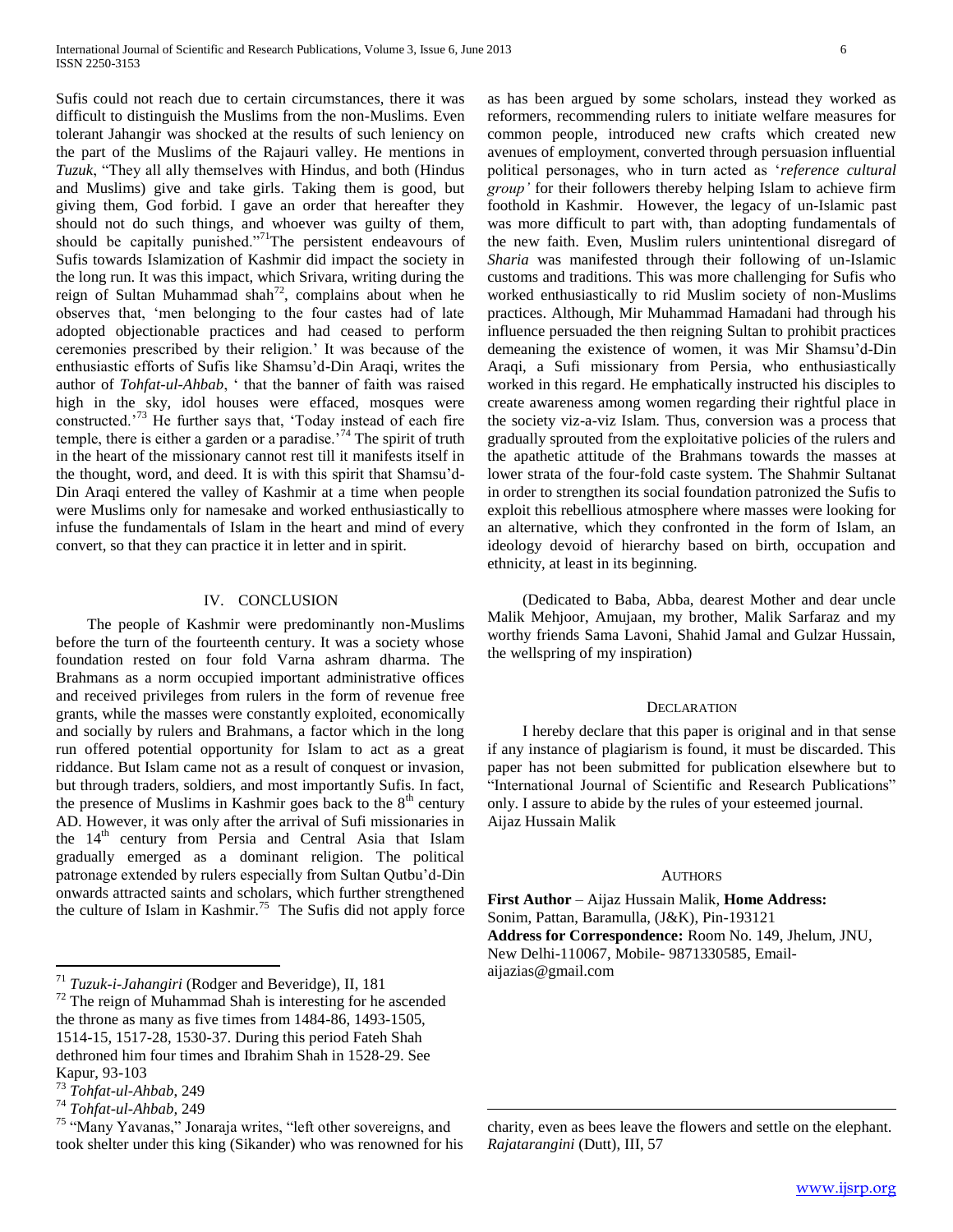Sufis could not reach due to certain circumstances, there it was difficult to distinguish the Muslims from the non-Muslims. Even tolerant Jahangir was shocked at the results of such leniency on the part of the Muslims of the Rajauri valley. He mentions in *Tuzuk*, "They all ally themselves with Hindus, and both (Hindus and Muslims) give and take girls. Taking them is good, but giving them, God forbid. I gave an order that hereafter they should not do such things, and whoever was guilty of them, should be capitally punished."[71] The persistent endeavours of Sufis towards Islamization of Kashmir did impact the society in the long run. It was this impact, which Srivara, writing during the reign of Sultan Muhammad shah[72], complains about when he observes that, 'men belonging to the four castes had of late adopted objectionable practices and had ceased to perform ceremonies prescribed by their religion.' It was because of the enthusiastic efforts of Sufis like Shamsu'd-Din Araqi, writes the author of *Tohfat-ul-Ahbab*, ' that the banner of faith was raised high in the sky, idol houses were effaced, mosques were constructed.'[73] He further says that, 'Today instead of each fire temple, there is either a garden or a paradise.'[74] The spirit of truth in the heart of the missionary cannot rest till it manifests itself in the thought, word, and deed. It is with this spirit that Shamsu'd-Din Araqi entered the valley of Kashmir at a time when people were Muslims only for namesake and worked enthusiastically to infuse the fundamentals of Islam in the heart and mind of every convert, so that they can practice it in letter and in spirit.

## IV. CONCLUSION

The people of Kashmir were predominantly non-Muslims before the turn of the fourteenth century. It was a society whose foundation rested on four fold Varna ashram dharma. The Brahmans as a norm occupied important administrative offices and received privileges from rulers in the form of revenue free grants, while the masses were constantly exploited, economically and socially by rulers and Brahmans, a factor which in the long run offered potential opportunity for Islam to act as a great riddance. But Islam came not as a result of conquest or invasion, but through traders, soldiers, and most importantly Sufis. In fact, the presence of Muslims in Kashmir goes back to the 8th century AD. However, it was only after the arrival of Sufi missionaries in the 14th century from Persia and Central Asia that Islam gradually emerged as a dominant religion. The political patronage extended by rulers especially from Sultan Qutbu'd-Din onwards attracted saints and scholars, which further strengthened the culture of Islam in Kashmir.[75] The Sufis did not apply force as has been argued by some scholars, instead they worked as reformers, recommending rulers to initiate welfare measures for common people, introduced new crafts which created new avenues of employment, converted through persuasion influential political personages, who in turn acted as '*reference cultural group'* for their followers thereby helping Islam to achieve firm foothold in Kashmir. However, the legacy of un-Islamic past was more difficult to part with, than adopting fundamentals of the new faith. Even, Muslim rulers unintentional disregard of *Sharia* was manifested through their following of un-Islamic customs and traditions. This was more challenging for Sufis who worked enthusiastically to rid Muslim society of non-Muslims practices. Although, Mir Muhammad Hamadani had through his influence persuaded the then reigning Sultan to prohibit practices demeaning the existence of women, it was Mir Shamsu'd-Din Araqi, a Sufi missionary from Persia, who enthusiastically worked in this regard. He emphatically instructed his disciples to create awareness among women regarding their rightful place in the society viz-a-viz Islam. Thus, conversion was a process that gradually sprouted from the exploitative policies of the rulers and the apathetic attitude of the Brahmans towards the masses at lower strata of the four-fold caste system. The Shahmir Sultanat in order to strengthen its social foundation patronized the Sufis to exploit this rebellious atmosphere where masses were looking for an alternative, which they confronted in the form of Islam, an ideology devoid of hierarchy based on birth, occupation and ethnicity, at least in its beginning.

(Dedicated to Baba, Abba, dearest Mother and dear uncle Malik Mehjoor, Amujaan, my brother, Malik Sarfaraz and my worthy friends Sama Lavoni, Shahid Jamal and Gulzar Hussain, the wellspring of my inspiration)

## DECLARATION

I hereby declare that this paper is original and in that sense if any instance of plagiarism is found, it must be discarded. This paper has not been submitted for publication elsewhere but to "International Journal of Scientific and Research Publications" only. I assure to abide by the rules of your esteemed journal.
Aijaz Hussain Malik

## AUTHORS

**First Author** – Aijaz Hussain Malik, **Home Address:** Sonim, Pattan, Baramulla, (J&K), Pin-193121
**Address for Correspondence:** Room No. 149, Jhelum, JNU, New Delhi-110067, Mobile- 9871330585, Email- aijazias@gmail.com

---

[71] *Tuzuk-i-Jahangiri* (Rodger and Beveridge), II, 181

[72] The reign of Muhammad Shah is interesting for he ascended the throne as many as five times from 1484-86, 1493-1505, 1514-15, 1517-28, 1530-37. During this period Fateh Shah dethroned him four times and Ibrahim Shah in 1528-29. See Kapur, 93-103

[73] *Tohfat-ul-Ahbab*, 249

[74] *Tohfat-ul-Ahbab*, 249

[75] "Many Yavanas," Jonaraja writes, "left other sovereigns, and took shelter under this king (Sikander) who was renowned for his charity, even as bees leave the flowers and settle on the elephant. *Rajatarangini* (Dutt), III, 57